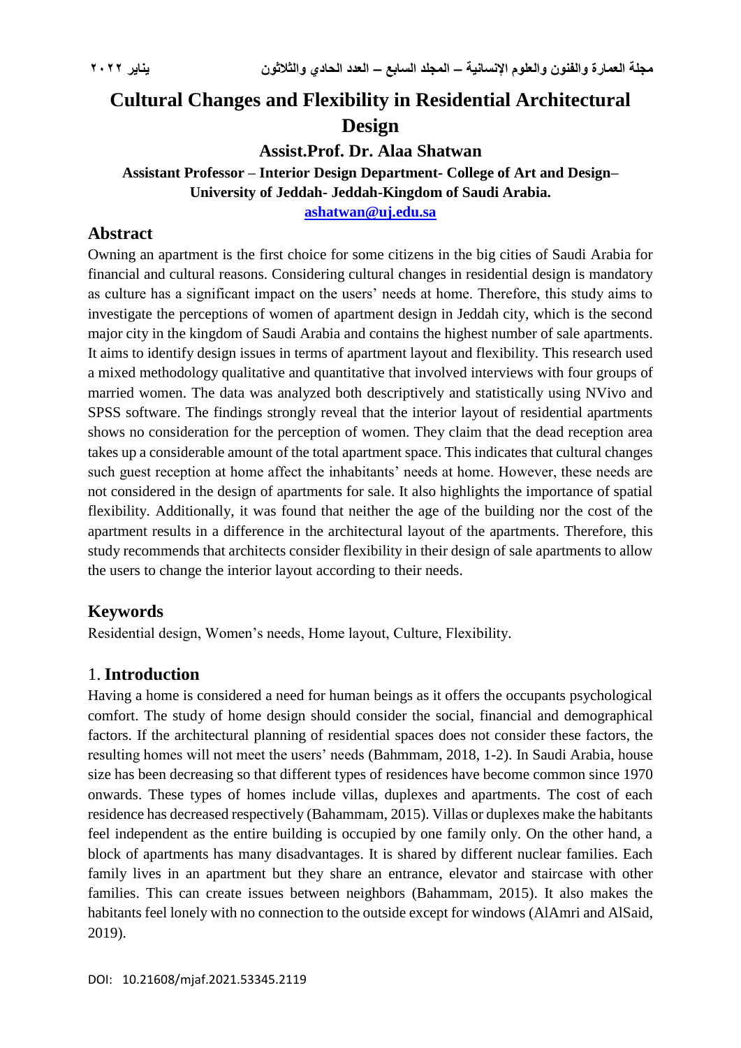# Cultural Changes and Flexibility in Residential Architectural Design

**Assist.Prof. Dr. Alaa Shatwan**

**Assistant Professor – Interior Design Department- College of Art and Design– University of Jeddah- Jeddah-Kingdom of Saudi Arabia.**

**ashatwan@uj.edu.sa**

## Abstract

Owning an apartment is the first choice for some citizens in the big cities of Saudi Arabia for financial and cultural reasons. Considering cultural changes in residential design is mandatory as culture has a significant impact on the users' needs at home. Therefore, this study aims to investigate the perceptions of women of apartment design in Jeddah city, which is the second major city in the kingdom of Saudi Arabia and contains the highest number of sale apartments. It aims to identify design issues in terms of apartment layout and flexibility. This research used a mixed methodology qualitative and quantitative that involved interviews with four groups of married women. The data was analyzed both descriptively and statistically using NVivo and SPSS software. The findings strongly reveal that the interior layout of residential apartments shows no consideration for the perception of women. They claim that the dead reception area takes up a considerable amount of the total apartment space. This indicates that cultural changes such guest reception at home affect the inhabitants' needs at home. However, these needs are not considered in the design of apartments for sale. It also highlights the importance of spatial flexibility. Additionally, it was found that neither the age of the building nor the cost of the apartment results in a difference in the architectural layout of the apartments. Therefore, this study recommends that architects consider flexibility in their design of sale apartments to allow the users to change the interior layout according to their needs.

## Keywords

Residential design, Women's needs, Home layout, Culture, Flexibility.

## 1. Introduction

Having a home is considered a need for human beings as it offers the occupants psychological comfort. The study of home design should consider the social, financial and demographical factors. If the architectural planning of residential spaces does not consider these factors, the resulting homes will not meet the users' needs (Bahmmam, 2018, 1-2). In Saudi Arabia, house size has been decreasing so that different types of residences have become common since 1970 onwards. These types of homes include villas, duplexes and apartments. The cost of each residence has decreased respectively (Bahammam, 2015). Villas or duplexes make the habitants feel independent as the entire building is occupied by one family only. On the other hand, a block of apartments has many disadvantages. It is shared by different nuclear families. Each family lives in an apartment but they share an entrance, elevator and staircase with other families. This can create issues between neighbors (Bahammam, 2015). It also makes the habitants feel lonely with no connection to the outside except for windows (AlAmri and AlSaid, 2019).

DOI: 10.21608/mjaf.2021.53345.2119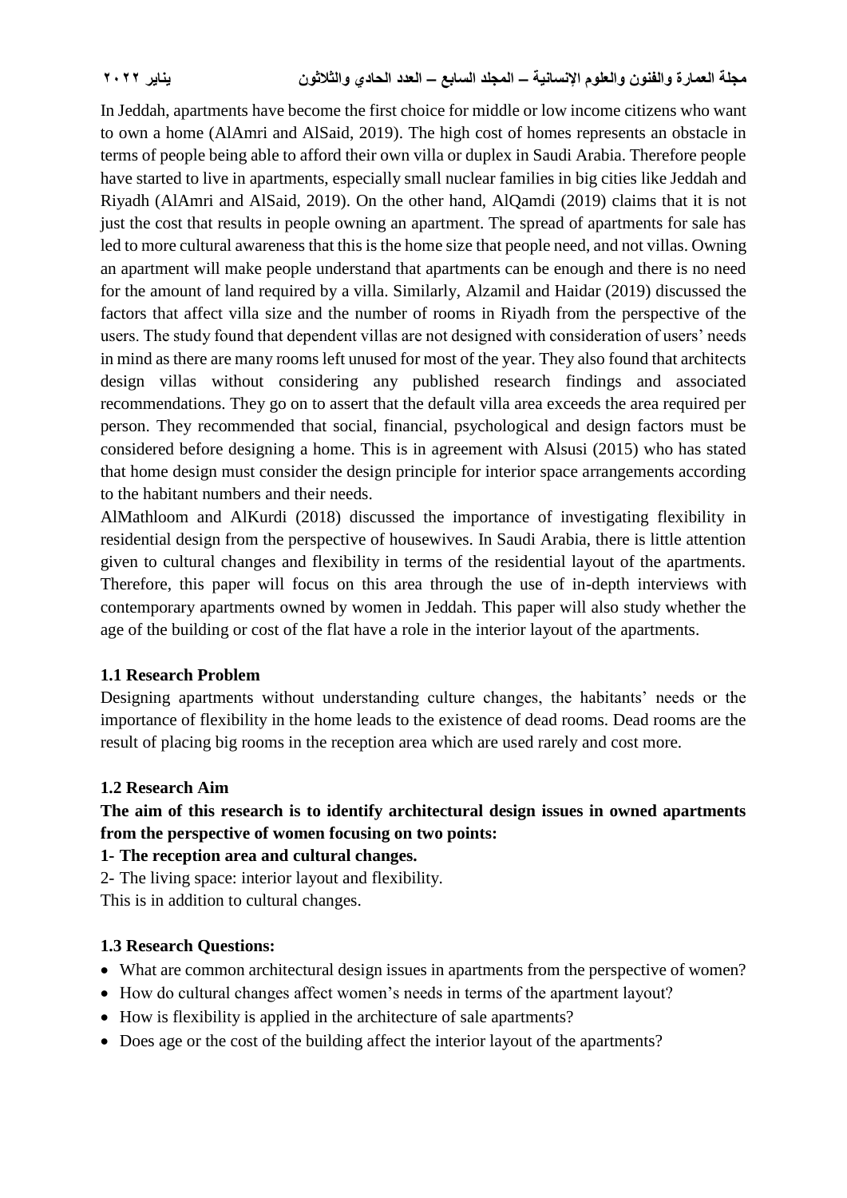In Jeddah, apartments have become the first choice for middle or low income citizens who want to own a home (AlAmri and AlSaid, 2019). The high cost of homes represents an obstacle in terms of people being able to afford their own villa or duplex in Saudi Arabia. Therefore people have started to live in apartments, especially small nuclear families in big cities like Jeddah and Riyadh (AlAmri and AlSaid, 2019). On the other hand, AlQamdi (2019) claims that it is not just the cost that results in people owning an apartment. The spread of apartments for sale has led to more cultural awareness that this is the home size that people need, and not villas. Owning an apartment will make people understand that apartments can be enough and there is no need for the amount of land required by a villa. Similarly, Alzamil and Haidar (2019) discussed the factors that affect villa size and the number of rooms in Riyadh from the perspective of the users. The study found that dependent villas are not designed with consideration of users' needs in mind as there are many rooms left unused for most of the year. They also found that architects design villas without considering any published research findings and associated recommendations. They go on to assert that the default villa area exceeds the area required per person. They recommended that social, financial, psychological and design factors must be considered before designing a home. This is in agreement with Alsusi (2015) who has stated that home design must consider the design principle for interior space arrangements according to the habitant numbers and their needs.

AlMathloom and AlKurdi (2018) discussed the importance of investigating flexibility in residential design from the perspective of housewives. In Saudi Arabia, there is little attention given to cultural changes and flexibility in terms of the residential layout of the apartments. Therefore, this paper will focus on this area through the use of in-depth interviews with contemporary apartments owned by women in Jeddah. This paper will also study whether the age of the building or cost of the flat have a role in the interior layout of the apartments.

### 1.1 Research Problem

Designing apartments without understanding culture changes, the habitants' needs or the importance of flexibility in the home leads to the existence of dead rooms. Dead rooms are the result of placing big rooms in the reception area which are used rarely and cost more.

### 1.2 Research Aim

**The aim of this research is to identify architectural design issues in owned apartments from the perspective of women focusing on two points:**

**1- The reception area and cultural changes.**

2- The living space: interior layout and flexibility.

This is in addition to cultural changes.

### 1.3 Research Questions:

- What are common architectural design issues in apartments from the perspective of women?
- How do cultural changes affect women's needs in terms of the apartment layout?
- How is flexibility is applied in the architecture of sale apartments?
- Does age or the cost of the building affect the interior layout of the apartments?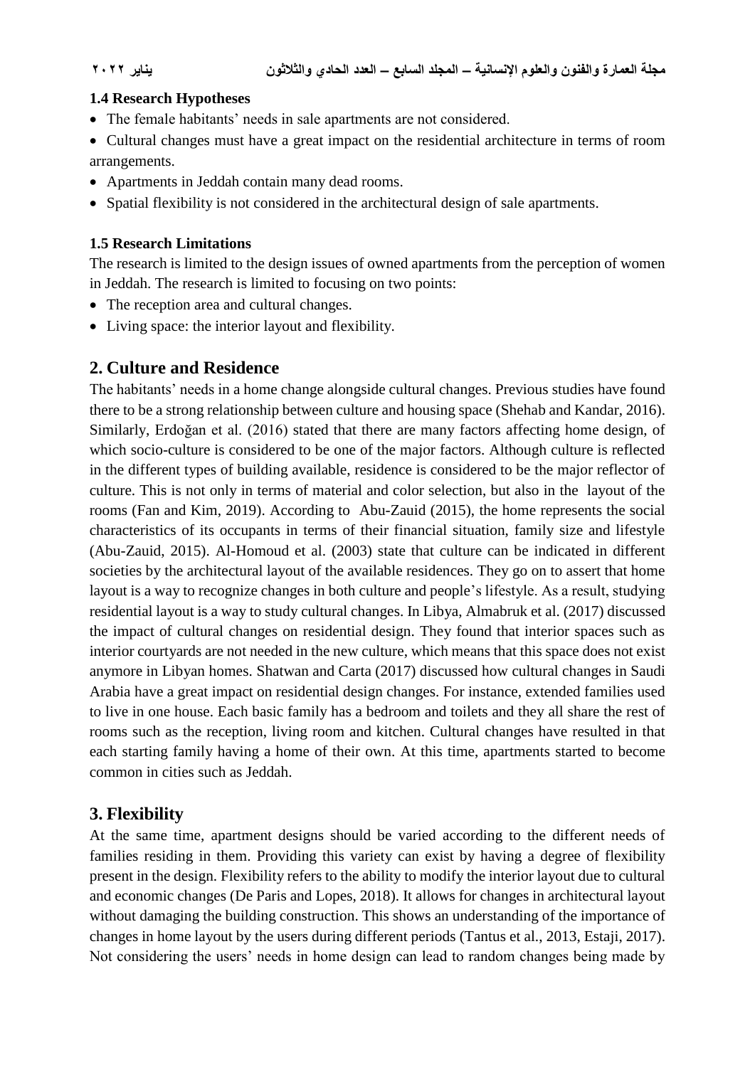### 1.4 Research Hypotheses

- The female habitants' needs in sale apartments are not considered.
- Cultural changes must have a great impact on the residential architecture in terms of room arrangements.
- Apartments in Jeddah contain many dead rooms.
- Spatial flexibility is not considered in the architectural design of sale apartments.

### 1.5 Research Limitations

The research is limited to the design issues of owned apartments from the perception of women in Jeddah. The research is limited to focusing on two points:

- The reception area and cultural changes.
- Living space: the interior layout and flexibility.

## 2. Culture and Residence

The habitants' needs in a home change alongside cultural changes. Previous studies have found there to be a strong relationship between culture and housing space (Shehab and Kandar, 2016). Similarly, Erdoğan et al. (2016) stated that there are many factors affecting home design, of which socio-culture is considered to be one of the major factors. Although culture is reflected in the different types of building available, residence is considered to be the major reflector of culture. This is not only in terms of material and color selection, but also in the layout of the rooms (Fan and Kim, 2019). According to Abu-Zauid (2015), the home represents the social characteristics of its occupants in terms of their financial situation, family size and lifestyle (Abu-Zauid, 2015). Al-Homoud et al. (2003) state that culture can be indicated in different societies by the architectural layout of the available residences. They go on to assert that home layout is a way to recognize changes in both culture and people's lifestyle. As a result, studying residential layout is a way to study cultural changes. In Libya, Almabruk et al. (2017) discussed the impact of cultural changes on residential design. They found that interior spaces such as interior courtyards are not needed in the new culture, which means that this space does not exist anymore in Libyan homes. Shatwan and Carta (2017) discussed how cultural changes in Saudi Arabia have a great impact on residential design changes. For instance, extended families used to live in one house. Each basic family has a bedroom and toilets and they all share the rest of rooms such as the reception, living room and kitchen. Cultural changes have resulted in that each starting family having a home of their own. At this time, apartments started to become common in cities such as Jeddah.

## 3. Flexibility

At the same time, apartment designs should be varied according to the different needs of families residing in them. Providing this variety can exist by having a degree of flexibility present in the design. Flexibility refers to the ability to modify the interior layout due to cultural and economic changes (De Paris and Lopes, 2018). It allows for changes in architectural layout without damaging the building construction. This shows an understanding of the importance of changes in home layout by the users during different periods (Tantus et al., 2013, Estaji, 2017). Not considering the users' needs in home design can lead to random changes being made by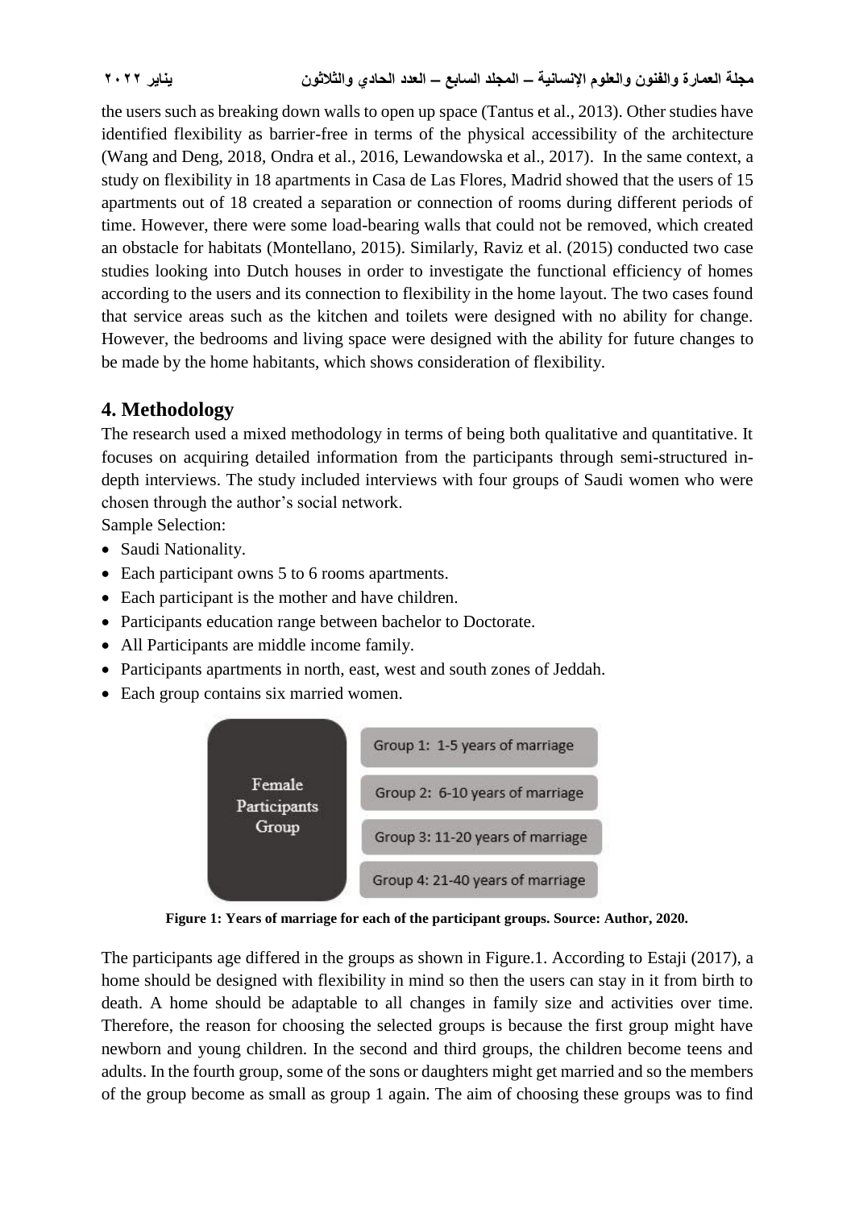the users such as breaking down walls to open up space (Tantus et al., 2013). Other studies have identified flexibility as barrier-free in terms of the physical accessibility of the architecture (Wang and Deng, 2018, Ondra et al., 2016, Lewandowska et al., 2017). In the same context, a study on flexibility in 18 apartments in Casa de Las Flores, Madrid showed that the users of 15 apartments out of 18 created a separation or connection of rooms during different periods of time. However, there were some load-bearing walls that could not be removed, which created an obstacle for habitats (Montellano, 2015). Similarly, Raviz et al. (2015) conducted two case studies looking into Dutch houses in order to investigate the functional efficiency of homes according to the users and its connection to flexibility in the home layout. The two cases found that service areas such as the kitchen and toilets were designed with no ability for change. However, the bedrooms and living space were designed with the ability for future changes to be made by the home habitants, which shows consideration of flexibility.

## 4. Methodology

The research used a mixed methodology in terms of being both qualitative and quantitative. It focuses on acquiring detailed information from the participants through semi-structured in-depth interviews. The study included interviews with four groups of Saudi women who were chosen through the author's social network.

Sample Selection:

- Saudi Nationality.
- Each participant owns 5 to 6 rooms apartments.
- Each participant is the mother and have children.
- Participants education range between bachelor to Doctorate.
- All Participants are middle income family.
- Participants apartments in north, east, west and south zones of Jeddah.
- Each group contains six married women.

| Female Participants Group |
| --- |
| Group 1: 1-5 years of marriage |
| Group 2: 6-10 years of marriage |
| Group 3: 11-20 years of marriage |
| Group 4: 21-40 years of marriage |

**Figure 1: Years of marriage for each of the participant groups. Source: Author, 2020.**

The participants age differed in the groups as shown in Figure.1. According to Estaji (2017), a home should be designed with flexibility in mind so then the users can stay in it from birth to death. A home should be adaptable to all changes in family size and activities over time. Therefore, the reason for choosing the selected groups is because the first group might have newborn and young children. In the second and third groups, the children become teens and adults. In the fourth group, some of the sons or daughters might get married and so the members of the group become as small as group 1 again. The aim of choosing these groups was to find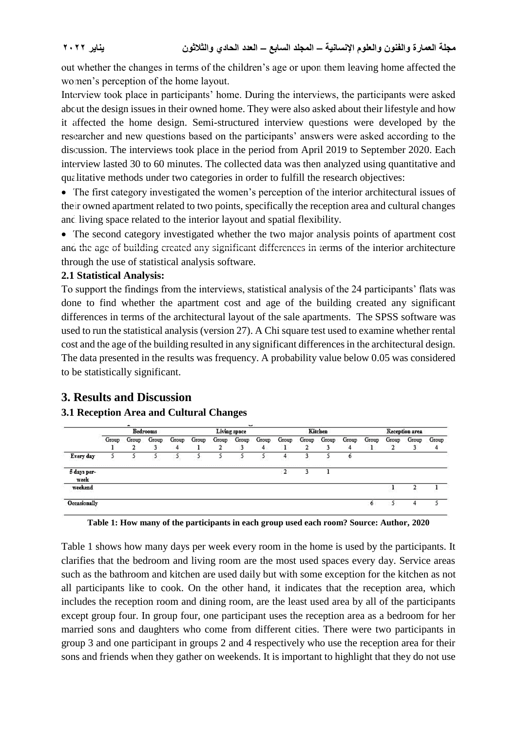out whether the changes in terms of the children's age or upon them leaving home affected the women's perception of the home layout.

Interview took place in participants' home. During the interviews, the participants were asked about the design issues in their owned home. They were also asked about their lifestyle and how it affected the home design. Semi-structured interview questions were developed by the researcher and new questions based on the participants' answers were asked according to the discussion. The interviews took place in the period from April 2019 to September 2020. Each interview lasted 30 to 60 minutes. The collected data was then analyzed using quantitative and qualitative methods under two categories in order to fulfill the research objectives:

- The first category investigated the women's perception of the interior architectural issues of their owned apartment related to two points, specifically the reception area and cultural changes and living space related to the interior layout and spatial flexibility.
- The second category investigated whether the two major analysis points of apartment cost and the age of building created any significant differences in terms of the interior architecture through the use of statistical analysis software.

### 2.1 Statistical Analysis:

To support the findings from the interviews, statistical analysis of the 24 participants' flats was done to find whether the apartment cost and age of the building created any significant differences in terms of the architectural layout of the sale apartments. The SPSS software was used to run the statistical analysis (version 27). A Chi square test used to examine whether rental cost and the age of the building resulted in any significant differences in the architectural design. The data presented in the results was frequency. A probability value below 0.05 was considered to be statistically significant.

## 3. Results and Discussion

### 3.1 Reception Area and Cultural Changes

| | Bedrooms | | | | Living space | | | | Kitchen | | | | Reception area | | | |
|---|---|---|---|---|---|---|---|---|---|---|---|---|---|---|---|---|
| | Group 1 | Group 2 | Group 3 | Group 4 | Group 1 | Group 2 | Group 3 | Group 4 | Group 1 | Group 2 | Group 3 | Group 4 | Group 1 | Group 2 | Group 3 | Group 4 |
| Every day | 5 | 5 | 5 | 5 | 5 | 5 | 5 | 5 | 4 | 3 | 5 | 6 | | | | |
| 5 days per-week | | | | | | | | | 2 | 3 | 1 | | | | | |
| weekend | | | | | | | | | | | | | | 1 | 2 | 1 |
| Occasionally | | | | | | | | | | | | | 6 | 5 | 4 | 5 |

**Table 1: How many of the participants in each group used each room? Source: Author, 2020**

Table 1 shows how many days per week every room in the home is used by the participants. It clarifies that the bedroom and living room are the most used spaces every day. Service areas such as the bathroom and kitchen are used daily but with some exception for the kitchen as not all participants like to cook. On the other hand, it indicates that the reception area, which includes the reception room and dining room, are the least used area by all of the participants except group four. In group four, one participant uses the reception area as a bedroom for her married sons and daughters who come from different cities. There were two participants in group 3 and one participant in groups 2 and 4 respectively who use the reception area for their sons and friends when they gather on weekends. It is important to highlight that they do not use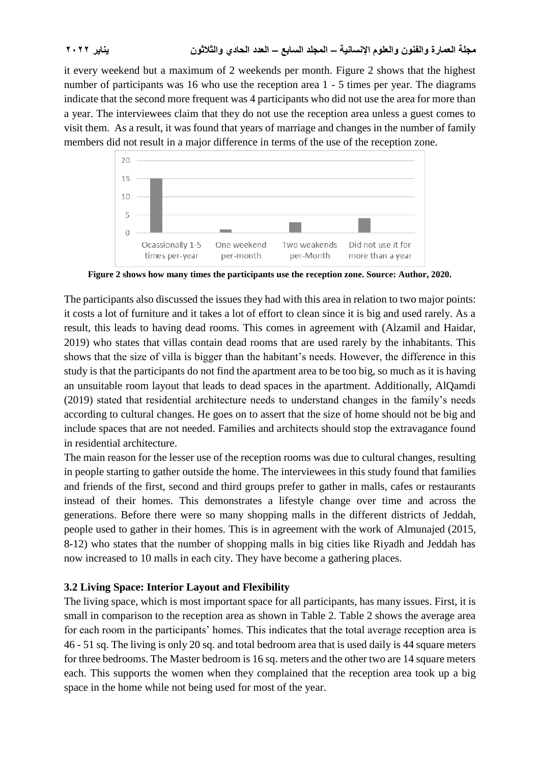it every weekend but a maximum of 2 weekends per month. Figure 2 shows that the highest number of participants was 16 who use the reception area 1 - 5 times per year. The diagrams indicate that the second more frequent was 4 participants who did not use the area for more than a year. The interviewees claim that they do not use the reception area unless a guest comes to visit them. As a result, it was found that years of marriage and changes in the number of family members did not result in a major difference in terms of the use of the reception zone.

**Figure 2 shows how many times the participants use the reception zone. Source: Author, 2020.**

The participants also discussed the issues they had with this area in relation to two major points: it costs a lot of furniture and it takes a lot of effort to clean since it is big and used rarely. As a result, this leads to having dead rooms. This comes in agreement with (Alzamil and Haidar, 2019) who states that villas contain dead rooms that are used rarely by the inhabitants. This shows that the size of villa is bigger than the habitant's needs. However, the difference in this study is that the participants do not find the apartment area to be too big, so much as it is having an unsuitable room layout that leads to dead spaces in the apartment. Additionally, AlQamdi (2019) stated that residential architecture needs to understand changes in the family's needs according to cultural changes. He goes on to assert that the size of home should not be big and include spaces that are not needed. Families and architects should stop the extravagance found in residential architecture.

The main reason for the lesser use of the reception rooms was due to cultural changes, resulting in people starting to gather outside the home. The interviewees in this study found that families and friends of the first, second and third groups prefer to gather in malls, cafes or restaurants instead of their homes. This demonstrates a lifestyle change over time and across the generations. Before there were so many shopping malls in the different districts of Jeddah, people used to gather in their homes. This is in agreement with the work of Almunajed (2015, 8-12) who states that the number of shopping malls in big cities like Riyadh and Jeddah has now increased to 10 malls in each city. They have become a gathering places.

### 3.2 Living Space: Interior Layout and Flexibility

The living space, which is most important space for all participants, has many issues. First, it is small in comparison to the reception area as shown in Table 2. Table 2 shows the average area for each room in the participants' homes. This indicates that the total average reception area is 46 - 51 sq. The living is only 20 sq. and total bedroom area that is used daily is 44 square meters for three bedrooms. The Master bedroom is 16 sq. meters and the other two are 14 square meters each. This supports the women when they complained that the reception area took up a big space in the home while not being used for most of the year.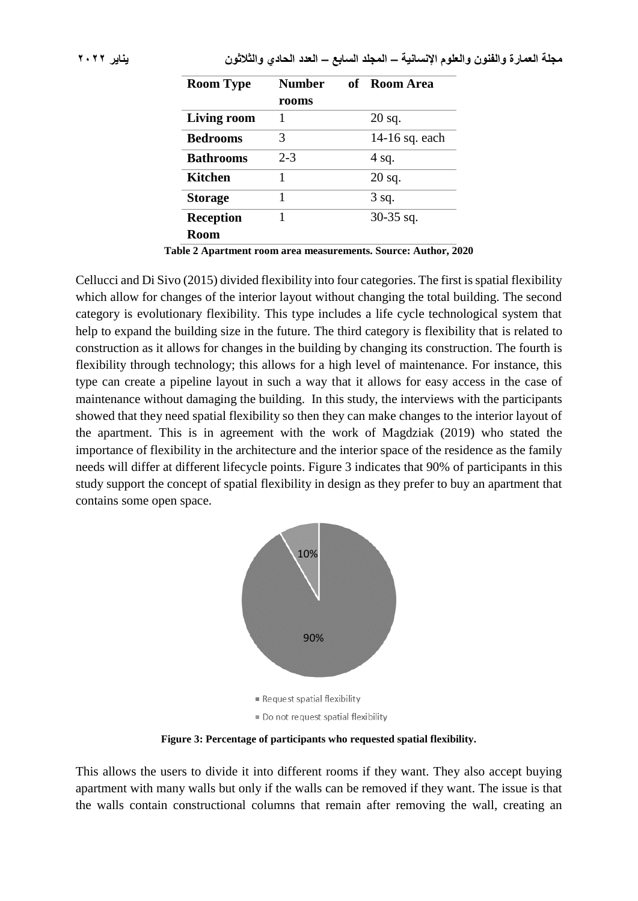| Room Type | Number of rooms | Room Area |
|---|---|---|
| **Living room** | 1 | 20 sq. |
| **Bedrooms** | 3 | 14-16 sq. each |
| **Bathrooms** | 2-3 | 4 sq. |
| **Kitchen** | 1 | 20 sq. |
| **Storage** | 1 | 3 sq. |
| **Reception Room** | 1 | 30-35 sq. |

**Table 2 Apartment room area measurements. Source: Author, 2020**

Cellucci and Di Sivo (2015) divided flexibility into four categories. The first is spatial flexibility which allow for changes of the interior layout without changing the total building. The second category is evolutionary flexibility. This type includes a life cycle technological system that help to expand the building size in the future. The third category is flexibility that is related to construction as it allows for changes in the building by changing its construction. The fourth is flexibility through technology; this allows for a high level of maintenance. For instance, this type can create a pipeline layout in such a way that it allows for easy access in the case of maintenance without damaging the building. In this study, the interviews with the participants showed that they need spatial flexibility so then they can make changes to the interior layout of the apartment. This is in agreement with the work of Magdziak (2019) who stated the importance of flexibility in the architecture and the interior space of the residence as the family needs will differ at different lifecycle points. Figure 3 indicates that 90% of participants in this study support the concept of spatial flexibility in design as they prefer to buy an apartment that contains some open space.

10%

90%

■ Request spatial flexibility

■ Do not request spatial flexibility

**Figure 3: Percentage of participants who requested spatial flexibility.**

This allows the users to divide it into different rooms if they want. They also accept buying apartment with many walls but only if the walls can be removed if they want. The issue is that the walls contain constructional columns that remain after removing the wall, creating an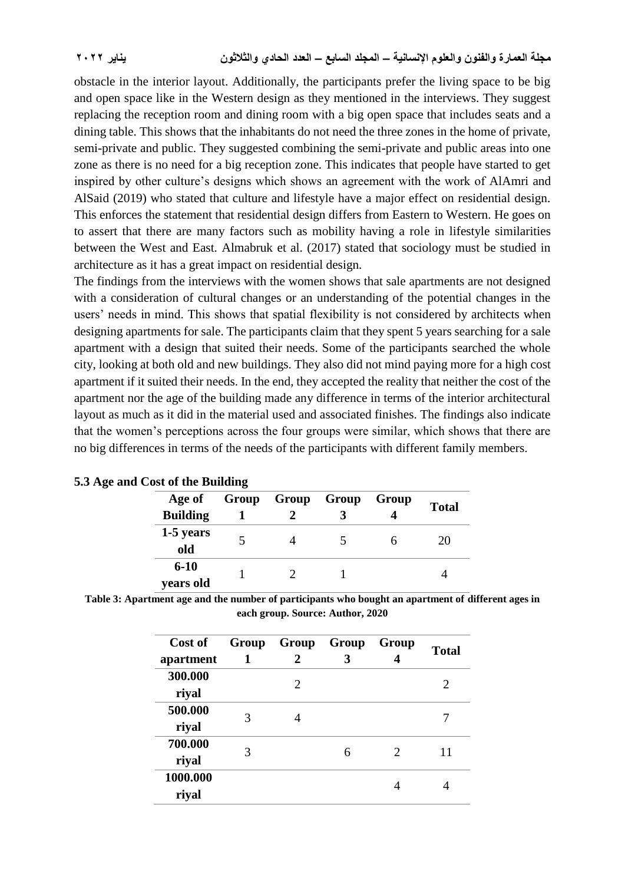obstacle in the interior layout. Additionally, the participants prefer the living space to be big and open space like in the Western design as they mentioned in the interviews. They suggest replacing the reception room and dining room with a big open space that includes seats and a dining table. This shows that the inhabitants do not need the three zones in the home of private, semi-private and public. They suggested combining the semi-private and public areas into one zone as there is no need for a big reception zone. This indicates that people have started to get inspired by other culture's designs which shows an agreement with the work of AlAmri and AlSaid (2019) who stated that culture and lifestyle have a major effect on residential design. This enforces the statement that residential design differs from Eastern to Western. He goes on to assert that there are many factors such as mobility having a role in lifestyle similarities between the West and East. Almabruk et al. (2017) stated that sociology must be studied in architecture as it has a great impact on residential design.

The findings from the interviews with the women shows that sale apartments are not designed with a consideration of cultural changes or an understanding of the potential changes in the users' needs in mind. This shows that spatial flexibility is not considered by architects when designing apartments for sale. The participants claim that they spent 5 years searching for a sale apartment with a design that suited their needs. Some of the participants searched the whole city, looking at both old and new buildings. They also did not mind paying more for a high cost apartment if it suited their needs. In the end, they accepted the reality that neither the cost of the apartment nor the age of the building made any difference in terms of the interior architectural layout as much as it did in the material used and associated finishes. The findings also indicate that the women's perceptions across the four groups were similar, which shows that there are no big differences in terms of the needs of the participants with different family members.

### 5.3 Age and Cost of the Building

| Age of Building | Group 1 | Group 2 | Group 3 | Group 4 | Total |
|---|---|---|---|---|---|
| 1-5 years old | 5 | 4 | 5 | 6 | 20 |
| 6-10 years old | 1 | 2 | 1 | | 4 |

**Table 3: Apartment age and the number of participants who bought an apartment of different ages in each group. Source: Author, 2020**

| Cost of apartment | Group 1 | Group 2 | Group 3 | Group 4 | Total |
|---|---|---|---|---|---|
| 300.000 riyal | | 2 | | | 2 |
| 500.000 riyal | 3 | 4 | | | 7 |
| 700.000 riyal | 3 | | 6 | 2 | 11 |
| 1000.000 riyal | | | | 4 | 4 |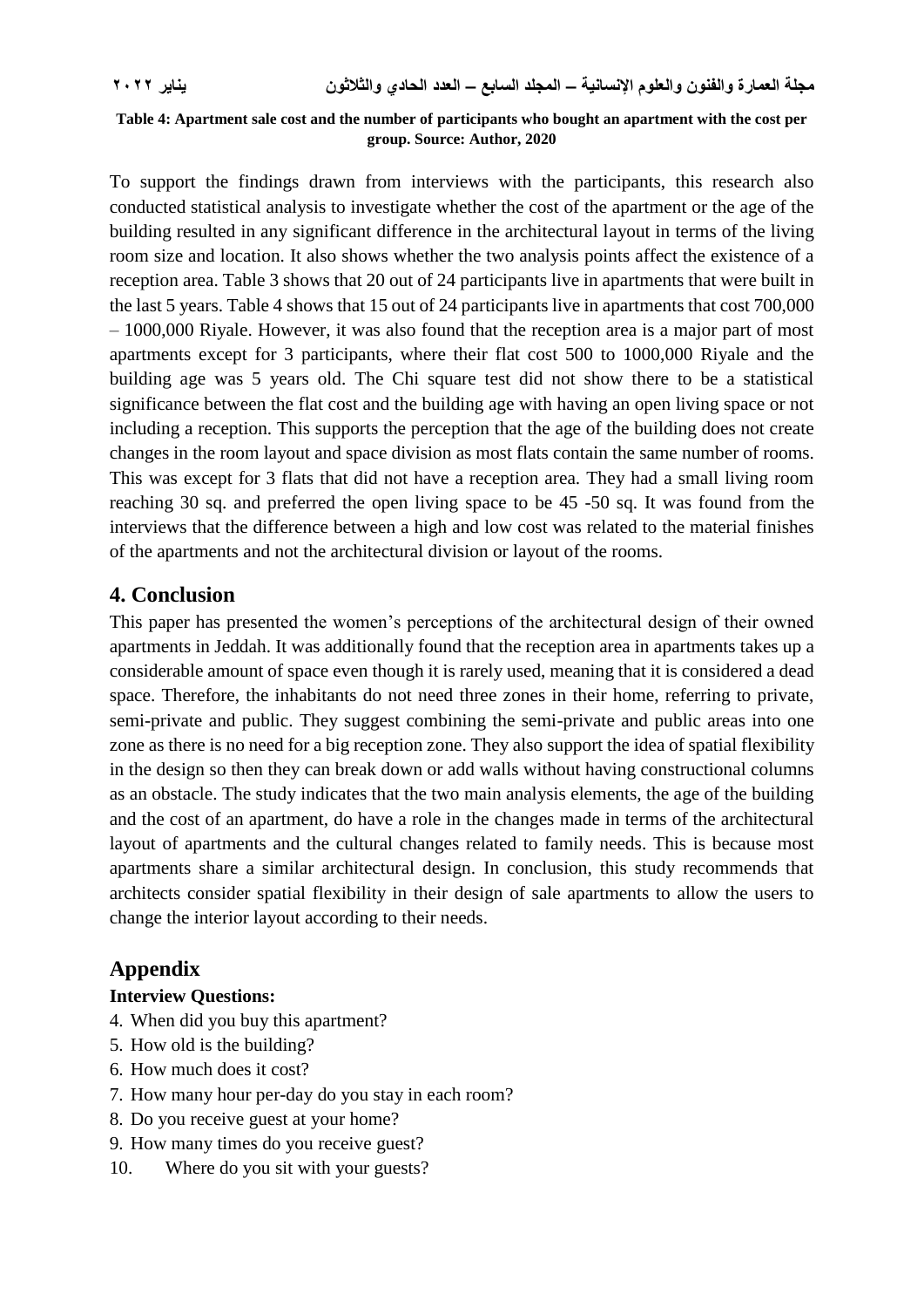**Table 4: Apartment sale cost and the number of participants who bought an apartment with the cost per group. Source: Author, 2020**

To support the findings drawn from interviews with the participants, this research also conducted statistical analysis to investigate whether the cost of the apartment or the age of the building resulted in any significant difference in the architectural layout in terms of the living room size and location. It also shows whether the two analysis points affect the existence of a reception area. Table 3 shows that 20 out of 24 participants live in apartments that were built in the last 5 years. Table 4 shows that 15 out of 24 participants live in apartments that cost 700,000 – 1000,000 Riyale. However, it was also found that the reception area is a major part of most apartments except for 3 participants, where their flat cost 500 to 1000,000 Riyale and the building age was 5 years old. The Chi square test did not show there to be a statistical significance between the flat cost and the building age with having an open living space or not including a reception. This supports the perception that the age of the building does not create changes in the room layout and space division as most flats contain the same number of rooms. This was except for 3 flats that did not have a reception area. They had a small living room reaching 30 sq. and preferred the open living space to be 45 -50 sq. It was found from the interviews that the difference between a high and low cost was related to the material finishes of the apartments and not the architectural division or layout of the rooms.

## 4. Conclusion

This paper has presented the women's perceptions of the architectural design of their owned apartments in Jeddah. It was additionally found that the reception area in apartments takes up a considerable amount of space even though it is rarely used, meaning that it is considered a dead space. Therefore, the inhabitants do not need three zones in their home, referring to private, semi-private and public. They suggest combining the semi-private and public areas into one zone as there is no need for a big reception zone. They also support the idea of spatial flexibility in the design so then they can break down or add walls without having constructional columns as an obstacle. The study indicates that the two main analysis elements, the age of the building and the cost of an apartment, do have a role in the changes made in terms of the architectural layout of apartments and the cultural changes related to family needs. This is because most apartments share a similar architectural design. In conclusion, this study recommends that architects consider spatial flexibility in their design of sale apartments to allow the users to change the interior layout according to their needs.

## Appendix

**Interview Questions:**

4. When did you buy this apartment?
5. How old is the building?
6. How much does it cost?
7. How many hour per-day do you stay in each room?
8. Do you receive guest at your home?
9. How many times do you receive guest?
10. Where do you sit with your guests?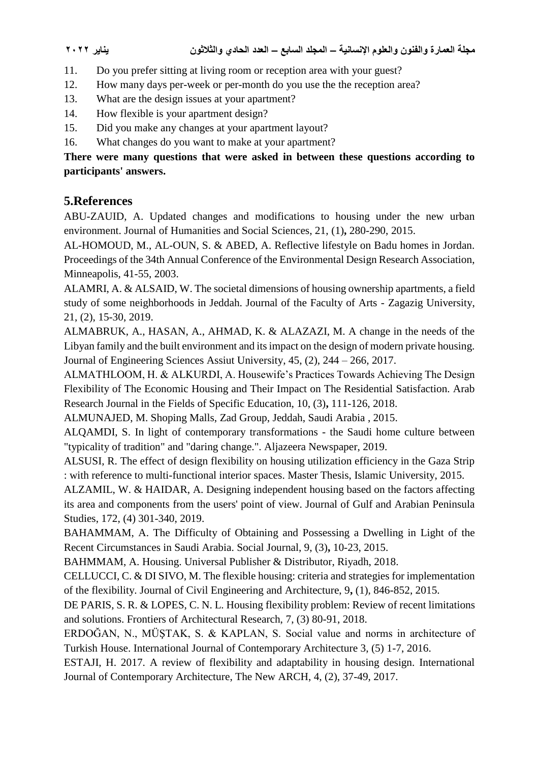11. Do you prefer sitting at living room or reception area with your guest?
12. How many days per-week or per-month do you use the the reception area?
13. What are the design issues at your apartment?
14. How flexible is your apartment design?
15. Did you make any changes at your apartment layout?
16. What changes do you want to make at your apartment?

**There were many questions that were asked in between these questions according to participants' answers.**

## 5.References

ABU-ZAUID, A. Updated changes and modifications to housing under the new urban environment. Journal of Humanities and Social Sciences, 21, (1)**,** 280-290, 2015.

AL-HOMOUD, M., AL-OUN, S. & ABED, A. Reflective lifestyle on Badu homes in Jordan. Proceedings of the 34th Annual Conference of the Environmental Design Research Association, Minneapolis, 41-55, 2003.

ALAMRI, A. & ALSAID, W. The societal dimensions of housing ownership apartments, a field study of some neighborhoods in Jeddah. Journal of the Faculty of Arts - Zagazig University, 21, (2), 15-30, 2019.

ALMABRUK, A., HASAN, A., AHMAD, K. & ALAZAZI, M. A change in the needs of the Libyan family and the built environment and its impact on the design of modern private housing. Journal of Engineering Sciences Assiut University, 45, (2), 244 – 266, 2017.

ALMATHLOOM, H. & ALKURDI, A. Housewife's Practices Towards Achieving The Design Flexibility of The Economic Housing and Their Impact on The Residential Satisfaction. Arab Research Journal in the Fields of Specific Education, 10, (3)**,** 111-126, 2018.

ALMUNAJED, M. Shoping Malls, Zad Group, Jeddah, Saudi Arabia , 2015.

ALQAMDI, S. In light of contemporary transformations - the Saudi home culture between "typicality of tradition" and "daring change.". Aljazeera Newspaper, 2019.

ALSUSI, R. The effect of design flexibility on housing utilization efficiency in the Gaza Strip : with reference to multi-functional interior spaces. Master Thesis, Islamic University, 2015.

ALZAMIL, W. & HAIDAR, A. Designing independent housing based on the factors affecting its area and components from the users' point of view. Journal of Gulf and Arabian Peninsula Studies, 172, (4) 301-340, 2019.

BAHAMMAM, A. The Difficulty of Obtaining and Possessing a Dwelling in Light of the Recent Circumstances in Saudi Arabia. Social Journal, 9, (3)**,** 10-23, 2015.

BAHMMAM, A. Housing. Universal Publisher & Distributor, Riyadh, 2018.

CELLUCCI, C. & DI SIVO, M. The flexible housing: criteria and strategies for implementation of the flexibility. Journal of Civil Engineering and Architecture, 9**,** (1), 846-852, 2015.

DE PARIS, S. R. & LOPES, C. N. L. Housing flexibility problem: Review of recent limitations and solutions. Frontiers of Architectural Research, 7, (3) 80-91, 2018.

ERDOĞAN, N., MÜŞTAK, S. & KAPLAN, S. Social value and norms in architecture of Turkish House. International Journal of Contemporary Architecture 3, (5) 1-7, 2016.

ESTAJI, H. 2017. A review of flexibility and adaptability in housing design. International Journal of Contemporary Architecture, The New ARCH, 4, (2), 37-49, 2017.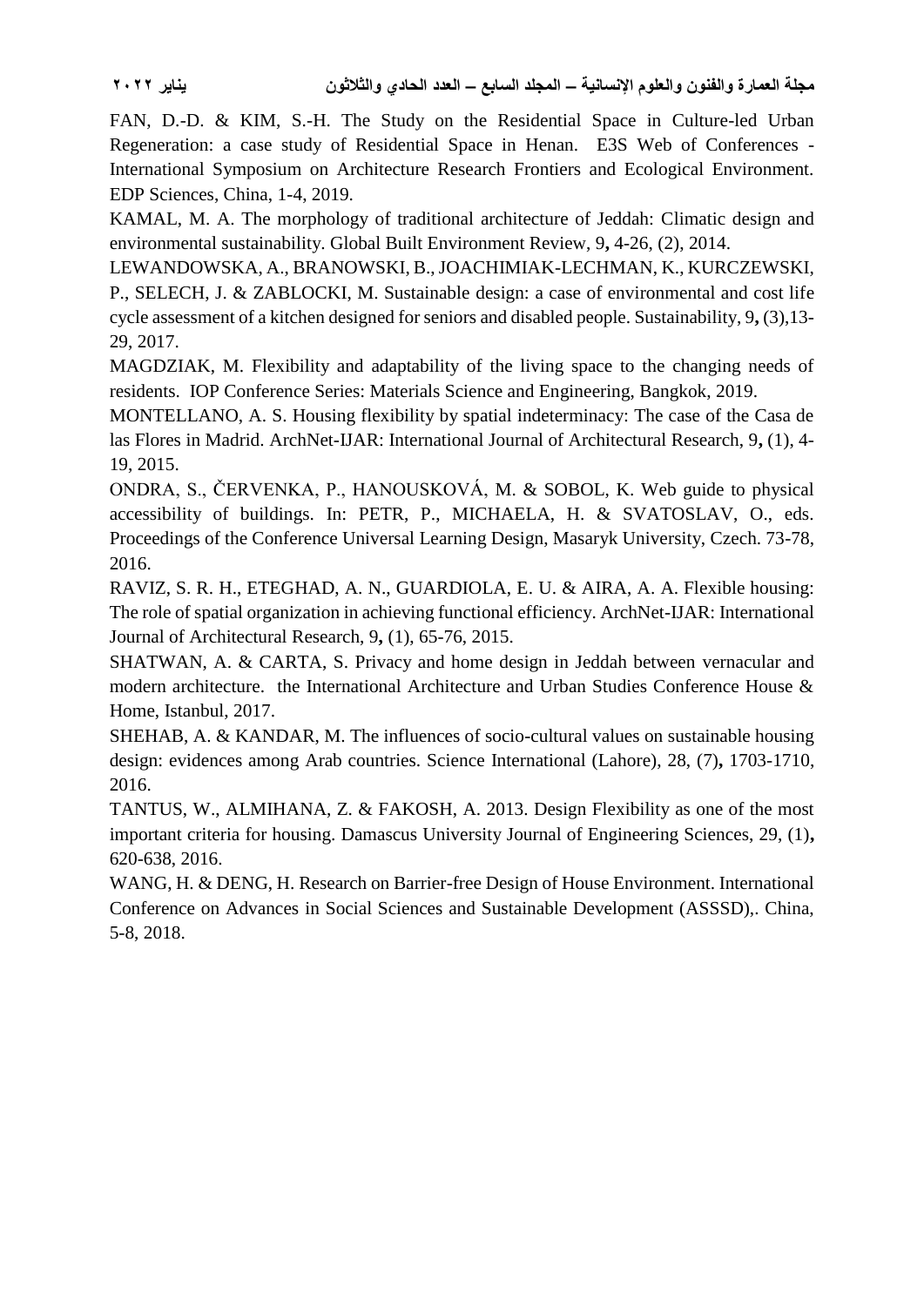FAN, D.-D. & KIM, S.-H. The Study on the Residential Space in Culture-led Urban Regeneration: a case study of Residential Space in Henan. E3S Web of Conferences - International Symposium on Architecture Research Frontiers and Ecological Environment. EDP Sciences, China, 1-4, 2019.

KAMAL, M. A. The morphology of traditional architecture of Jeddah: Climatic design and environmental sustainability. Global Built Environment Review, 9**,** 4-26, (2), 2014.

LEWANDOWSKA, A., BRANOWSKI, B., JOACHIMIAK-LECHMAN, K., KURCZEWSKI, P., SELECH, J. & ZABLOCKI, M. Sustainable design: a case of environmental and cost life cycle assessment of a kitchen designed for seniors and disabled people. Sustainability, 9**,** (3),13-29, 2017.

MAGDZIAK, M. Flexibility and adaptability of the living space to the changing needs of residents. IOP Conference Series: Materials Science and Engineering, Bangkok, 2019.

MONTELLANO, A. S. Housing flexibility by spatial indeterminacy: The case of the Casa de las Flores in Madrid. ArchNet-IJAR: International Journal of Architectural Research, 9**,** (1), 4-19, 2015.

ONDRA, S., ČERVENKA, P., HANOUSKOVÁ, M. & SOBOL, K. Web guide to physical accessibility of buildings. In: PETR, P., MICHAELA, H. & SVATOSLAV, O., eds. Proceedings of the Conference Universal Learning Design, Masaryk University, Czech. 73-78, 2016.

RAVIZ, S. R. H., ETEGHAD, A. N., GUARDIOLA, E. U. & AIRA, A. A. Flexible housing: The role of spatial organization in achieving functional efficiency. ArchNet-IJAR: International Journal of Architectural Research, 9**,** (1), 65-76, 2015.

SHATWAN, A. & CARTA, S. Privacy and home design in Jeddah between vernacular and modern architecture. the International Architecture and Urban Studies Conference House & Home, Istanbul, 2017.

SHEHAB, A. & KANDAR, M. The influences of socio-cultural values on sustainable housing design: evidences among Arab countries. Science International (Lahore), 28, (7)**,** 1703-1710, 2016.

TANTUS, W., ALMIHANA, Z. & FAKOSH, A. 2013. Design Flexibility as one of the most important criteria for housing. Damascus University Journal of Engineering Sciences, 29, (1)**,** 620-638, 2016.

WANG, H. & DENG, H. Research on Barrier-free Design of House Environment. International Conference on Advances in Social Sciences and Sustainable Development (ASSSD),. China, 5-8, 2018.